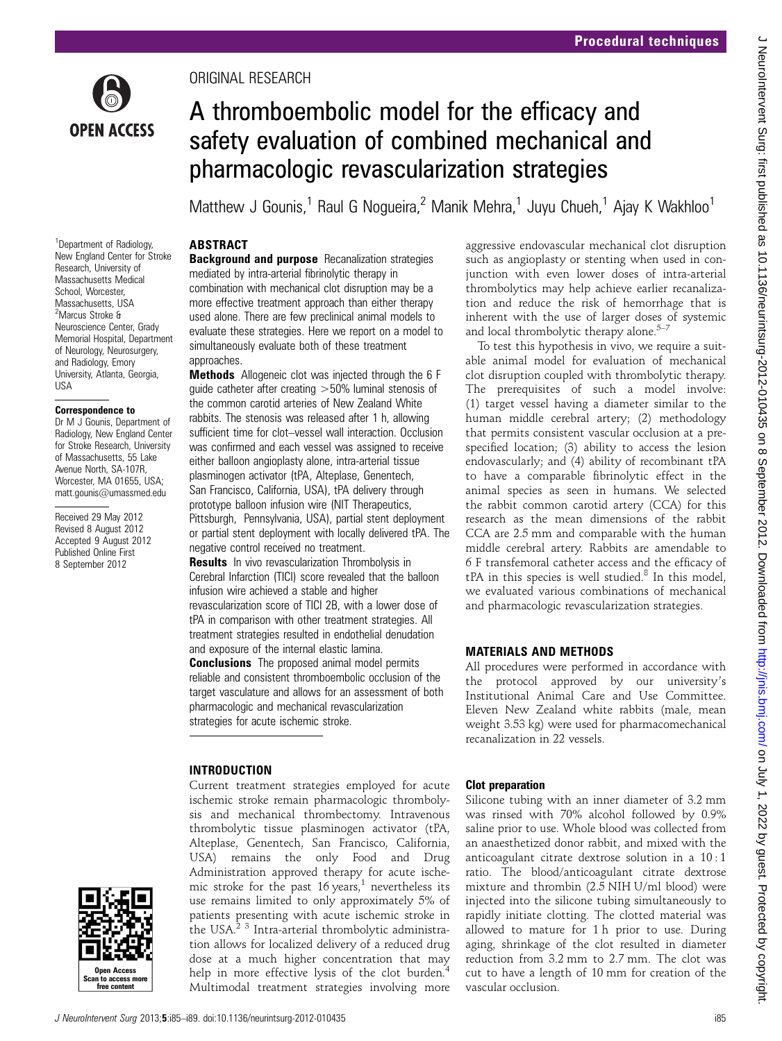ORIGINAL RESEARCH

# A thromboembolic model for the efficacy and safety evaluation of combined mechanical and pharmacologic revascularization strategies

Matthew J Gounis,[1] Raul G Nogueira,[2] Manik Mehra,[1] Juyu Chueh,[1] Ajay K Wakhloo[1]

[1]Department of Radiology, New England Center for Stroke Research, University of Massachusetts Medical School, Worcester, Massachusetts, USA
[2]Marcus Stroke & Neuroscience Center, Grady Memorial Hospital, Department of Neurology, Neurosurgery, and Radiology, Emory University, Atlanta, Georgia, USA

**Correspondence to**
Dr M J Gounis, Department of Radiology, New England Center for Stroke Research, University of Massachusetts, 55 Lake Avenue North, SA-107R, Worcester, MA 01655, USA; matt.gounis@umassmed.edu

Received 29 May 2012
Revised 8 August 2012
Accepted 9 August 2012
Published Online First 8 September 2012

## ABSTRACT

**Background and purpose** Recanalization strategies mediated by intra-arterial fibrinolytic therapy in combination with mechanical clot disruption may be a more effective treatment approach than either therapy used alone. There are few preclinical animal models to evaluate these strategies. Here we report on a model to simultaneously evaluate both of these treatment approaches.

**Methods** Allogeneic clot was injected through the 6 F guide catheter after creating >50% luminal stenosis of the common carotid arteries of New Zealand White rabbits. The stenosis was released after 1 h, allowing sufficient time for clot–vessel wall interaction. Occlusion was confirmed and each vessel was assigned to receive either balloon angioplasty alone, intra-arterial tissue plasminogen activator (tPA, Alteplase, Genentech, San Francisco, California, USA), tPA delivery through prototype balloon infusion wire (NIT Therapeutics, Pittsburgh, Pennsylvania, USA), partial stent deployment or partial stent deployment with locally delivered tPA. The negative control received no treatment.

**Results** In vivo revascularization Thrombolysis in Cerebral Infarction (TICI) score revealed that the balloon infusion wire achieved a stable and higher revascularization score of TICI 2B, with a lower dose of tPA in comparison with other treatment strategies. All treatment strategies resulted in endothelial denudation and exposure of the internal elastic lamina.

**Conclusions** The proposed animal model permits reliable and consistent thromboembolic occlusion of the target vasculature and allows for an assessment of both pharmacologic and mechanical revascularization strategies for acute ischemic stroke.

## INTRODUCTION

Current treatment strategies employed for acute ischemic stroke remain pharmacologic thrombolysis and mechanical thrombectomy. Intravenous thrombolytic tissue plasminogen activator (tPA, Alteplase, Genentech, San Francisco, California, USA) remains the only Food and Drug Administration approved therapy for acute ischemic stroke for the past 16 years,[1] nevertheless its use remains limited to only approximately 5% of patients presenting with acute ischemic stroke in the USA.[2 3] Intra-arterial thrombolytic administration allows for localized delivery of a reduced drug dose at a much higher concentration that may help in more effective lysis of the clot burden.[4] Multimodal treatment strategies involving more aggressive endovascular mechanical clot disruption such as angioplasty or stenting when used in conjunction with even lower doses of intra-arterial thrombolytics may help achieve earlier recanalization and reduce the risk of hemorrhage that is inherent with the use of larger doses of systemic and local thrombolytic therapy alone.[5–7]

To test this hypothesis in vivo, we require a suitable animal model for evaluation of mechanical clot disruption coupled with thrombolytic therapy. The prerequisites of such a model involve: (1) target vessel having a diameter similar to the human middle cerebral artery; (2) methodology that permits consistent vascular occlusion at a prespecified location; (3) ability to access the lesion endovascularly; and (4) ability of recombinant tPA to have a comparable fibrinolytic effect in the animal species as seen in humans. We selected the rabbit common carotid artery (CCA) for this research as the mean dimensions of the rabbit CCA are 2.5 mm and comparable with the human middle cerebral artery. Rabbits are amendable to 6 F transfemoral catheter access and the efficacy of tPA in this species is well studied.[8] In this model, we evaluated various combinations of mechanical and pharmacologic revascularization strategies.

## MATERIALS AND METHODS

All procedures were performed in accordance with the protocol approved by our university's Institutional Animal Care and Use Committee. Eleven New Zealand white rabbits (male, mean weight 3.53 kg) were used for pharmacomechanical recanalization in 22 vessels.

### Clot preparation

Silicone tubing with an inner diameter of 3.2 mm was rinsed with 70% alcohol followed by 0.9% saline prior to use. Whole blood was collected from an anaesthetized donor rabbit, and mixed with the anticoagulant citrate dextrose solution in a 10 : 1 ratio. The blood/anticoagulant citrate dextrose mixture and thrombin (2.5 NIH U/ml blood) were injected into the silicone tubing simultaneously to rapidly initiate clotting. The clotted material was allowed to mature for 1 h prior to use. During aging, shrinkage of the clot resulted in diameter reduction from 3.2 mm to 2.7 mm. The clot was cut to have a length of 10 mm for creation of the vascular occlusion.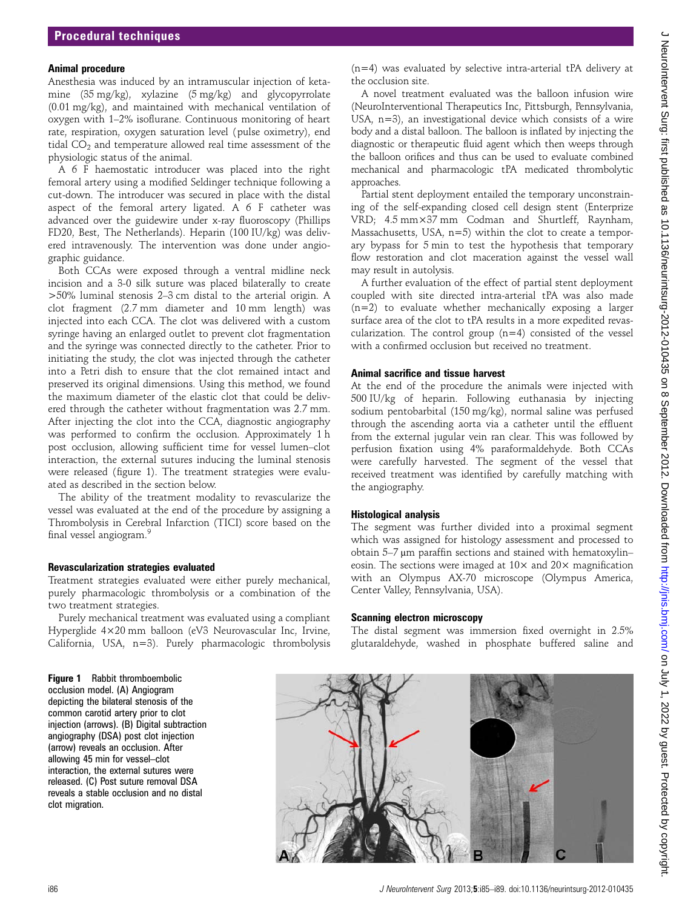## Animal procedure

Anesthesia was induced by an intramuscular injection of ketamine (35 mg/kg), xylazine (5 mg/kg) and glycopyrrolate (0.01 mg/kg), and maintained with mechanical ventilation of oxygen with 1–2% isoflurane. Continuous monitoring of heart rate, respiration, oxygen saturation level (pulse oximetry), end tidal $CO_2$ and temperature allowed real time assessment of the physiologic status of the animal.

A 6 F haemostatic introducer was placed into the right femoral artery using a modified Seldinger technique following a cut-down. The introducer was secured in place with the distal aspect of the femoral artery ligated. A 6 F catheter was advanced over the guidewire under x-ray fluoroscopy (Phillips FD20, Best, The Netherlands). Heparin (100 IU/kg) was delivered intravenously. The intervention was done under angiographic guidance.

Both CCAs were exposed through a ventral midline neck incision and a 3-0 silk suture was placed bilaterally to create >50% luminal stenosis 2–3 cm distal to the arterial origin. A clot fragment (2.7 mm diameter and 10 mm length) was injected into each CCA. The clot was delivered with a custom syringe having an enlarged outlet to prevent clot fragmentation and the syringe was connected directly to the catheter. Prior to initiating the study, the clot was injected through the catheter into a Petri dish to ensure that the clot remained intact and preserved its original dimensions. Using this method, we found the maximum diameter of the elastic clot that could be delivered through the catheter without fragmentation was 2.7 mm. After injecting the clot into the CCA, diagnostic angiography was performed to confirm the occlusion. Approximately 1 h post occlusion, allowing sufficient time for vessel lumen–clot interaction, the external sutures inducing the luminal stenosis were released (figure 1). The treatment strategies were evaluated as described in the section below.

The ability of the treatment modality to revascularize the vessel was evaluated at the end of the procedure by assigning a Thrombolysis in Cerebral Infarction (TICI) score based on the final vessel angiogram.[9]

## Revascularization strategies evaluated

Treatment strategies evaluated were either purely mechanical, purely pharmacologic thrombolysis or a combination of the two treatment strategies.

Purely mechanical treatment was evaluated using a compliant Hyperglide 4×20 mm balloon (eV3 Neurovascular Inc, Irvine, California, USA, n=3). Purely pharmacologic thrombolysis (n=4) was evaluated by selective intra-arterial tPA delivery at the occlusion site.

A novel treatment evaluated was the balloon infusion wire (NeuroInterventional Therapeutics Inc, Pittsburgh, Pennsylvania, USA, n=3), an investigational device which consists of a wire body and a distal balloon. The balloon is inflated by injecting the diagnostic or therapeutic fluid agent which then weeps through the balloon orifices and thus can be used to evaluate combined mechanical and pharmacologic tPA medicated thrombolytic approaches.

Partial stent deployment entailed the temporary unconstraining of the self-expanding closed cell design stent (Enterprize VRD; 4.5 mm×37 mm Codman and Shurtleff, Raynham, Massachusetts, USA, n=5) within the clot to create a temporary bypass for 5 min to test the hypothesis that temporary flow restoration and clot maceration against the vessel wall may result in autolysis.

A further evaluation of the effect of partial stent deployment coupled with site directed intra-arterial tPA was also made (n=2) to evaluate whether mechanically exposing a larger surface area of the clot to tPA results in a more expedited revascularization. The control group (n=4) consisted of the vessel with a confirmed occlusion but received no treatment.

## Animal sacrifice and tissue harvest

At the end of the procedure the animals were injected with 500 IU/kg of heparin. Following euthanasia by injecting sodium pentobarbital (150 mg/kg), normal saline was perfused through the ascending aorta via a catheter until the effluent from the external jugular vein ran clear. This was followed by perfusion fixation using 4% paraformaldehyde. Both CCAs were carefully harvested. The segment of the vessel that received treatment was identified by carefully matching with the angiography.

## Histological analysis

The segment was further divided into a proximal segment which was assigned for histology assessment and processed to obtain 5–7 μm paraffin sections and stained with hematoxylin–eosin. The sections were imaged at 10× and 20× magnification with an Olympus AX-70 microscope (Olympus America, Center Valley, Pennsylvania, USA).

## Scanning electron microscopy

The distal segment was immersion fixed overnight in 2.5% glutaraldehyde, washed in phosphate buffered saline and

**Figure 1** Rabbit thromboembolic occlusion model. (A) Angiogram depicting the bilateral stenosis of the common carotid artery prior to clot injection (arrows). (B) Digital subtraction angiography (DSA) post clot injection (arrow) reveals an occlusion. After allowing 45 min for vessel–clot interaction, the external sutures were released. (C) Post suture removal DSA reveals a stable occlusion and no distal clot migration.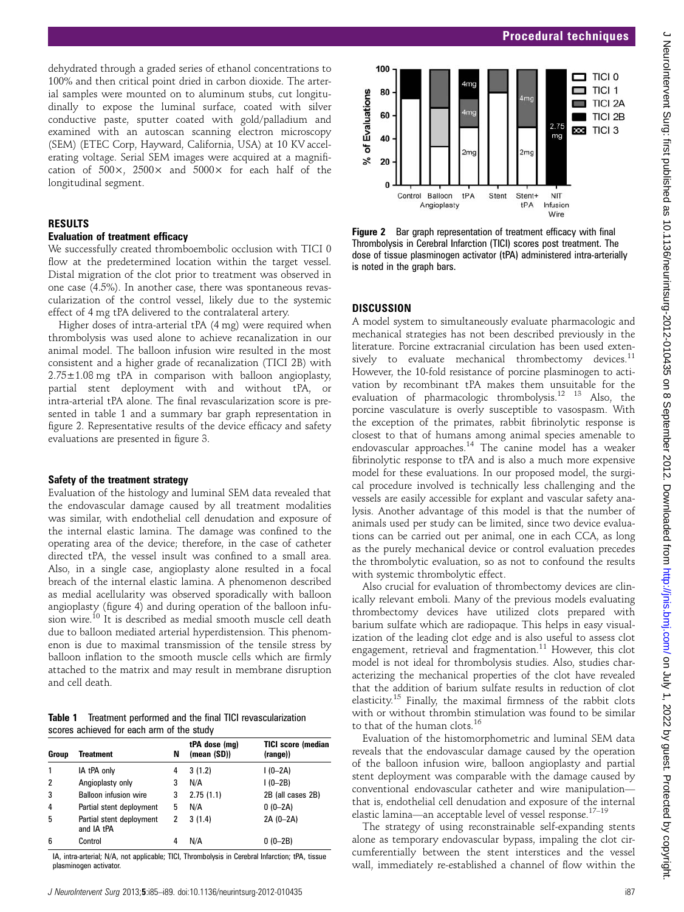dehydrated through a graded series of ethanol concentrations to 100% and then critical point dried in carbon dioxide. The arterial samples were mounted on to aluminum stubs, cut longitudinally to expose the luminal surface, coated with silver conductive paste, sputter coated with gold/palladium and examined with an autoscan scanning electron microscopy (SEM) (ETEC Corp, Hayward, California, USA) at 10 KV accelerating voltage. Serial SEM images were acquired at a magnification of 500×, 2500× and 5000× for each half of the longitudinal segment.

## RESULTS

### Evaluation of treatment efficacy

We successfully created thromboembolic occlusion with TICI 0 flow at the predetermined location within the target vessel. Distal migration of the clot prior to treatment was observed in one case (4.5%). In another case, there was spontaneous revascularization of the control vessel, likely due to the systemic effect of 4 mg tPA delivered to the contralateral artery.

Higher doses of intra-arterial tPA (4 mg) were required when thrombolysis was used alone to achieve recanalization in our animal model. The balloon infusion wire resulted in the most consistent and a higher grade of recanalization (TICI 2B) with 2.75±1.08 mg tPA in comparison with balloon angioplasty, partial stent deployment with and without tPA, or intra-arterial tPA alone. The final revascularization score is presented in table 1 and a summary bar graph representation in figure 2. Representative results of the device efficacy and safety evaluations are presented in figure 3.

### Safety of the treatment strategy

Evaluation of the histology and luminal SEM data revealed that the endovascular damage caused by all treatment modalities was similar, with endothelial cell denudation and exposure of the internal elastic lamina. The damage was confined to the operating area of the device; therefore, in the case of catheter directed tPA, the vessel insult was confined to a small area. Also, in a single case, angioplasty alone resulted in a focal breach of the internal elastic lamina. A phenomenon described as medial acellularity was observed sporadically with balloon angioplasty (figure 4) and during operation of the balloon infusion wire.[10] It is described as medial smooth muscle cell death due to balloon mediated arterial hyperdistension. This phenomenon is due to maximal transmission of the tensile stress by balloon inflation to the smooth muscle cells which are firmly attached to the matrix and may result in membrane disruption and cell death.

**Table 1** Treatment performed and the final TICI revascularization scores achieved for each arm of the study

| Group | Treatment | N | tPA dose (mg) (mean (SD)) | TICI score (median (range)) |
|---|---|---|---|---|
| 1 | IA tPA only | 4 | 3 (1.2) | I (0–2A) |
| 2 | Angioplasty only | 3 | N/A | I (0–2B) |
| 3 | Balloon infusion wire | 3 | 2.75 (1.1) | 2B (all cases 2B) |
| 4 | Partial stent deployment | 5 | N/A | 0 (0–2A) |
| 5 | Partial stent deployment and IA tPA | 2 | 3 (1.4) | 2A (0–2A) |
| 6 | Control | 4 | N/A | 0 (0–2B) |

IA, intra-arterial; N/A, not applicable; TICI, Thrombolysis in Cerebral Infarction; tPA, tissue plasminogen activator.

**Figure 2** Bar graph representation of treatment efficacy with final Thrombolysis in Cerebral Infarction (TICI) scores post treatment. The dose of tissue plasminogen activator (tPA) administered intra-arterially is noted in the graph bars.

## DISCUSSION

A model system to simultaneously evaluate pharmacologic and mechanical strategies has not been described previously in the literature. Porcine extracranial circulation has been used extensively to evaluate mechanical thrombectomy devices.[11] However, the 10-fold resistance of porcine plasminogen to activation by recombinant tPA makes them unsuitable for the evaluation of pharmacologic thrombolysis.[12 13] Also, the porcine vasculature is overly susceptible to vasospasm. With the exception of the primates, rabbit fibrinolytic response is closest to that of humans among animal species amenable to endovascular approaches.[14] The canine model has a weaker fibrinolytic response to tPA and is also a much more expensive model for these evaluations. In our proposed model, the surgical procedure involved is technically less challenging and the vessels are easily accessible for explant and vascular safety analysis. Another advantage of this model is that the number of animals used per study can be limited, since two device evaluations can be carried out per animal, one in each CCA, as long as the purely mechanical device or control evaluation precedes the thrombolytic evaluation, so as not to confound the results with systemic thrombolytic effect.

Also crucial for evaluation of thrombectomy devices are clinically relevant emboli. Many of the previous models evaluating thrombectomy devices have utilized clots prepared with barium sulfate which are radiopaque. This helps in easy visualization of the leading clot edge and is also useful to assess clot engagement, retrieval and fragmentation.[11] However, this clot model is not ideal for thrombolysis studies. Also, studies characterizing the mechanical properties of the clot have revealed that the addition of barium sulfate results in reduction of clot elasticity.[15] Finally, the maximal firmness of the rabbit clots with or without thrombin stimulation was found to be similar to that of the human clots.[16]

Evaluation of the histomorphometric and luminal SEM data reveals that the endovascular damage caused by the operation of the balloon infusion wire, balloon angioplasty and partial stent deployment was comparable with the damage caused by conventional endovascular catheter and wire manipulation—that is, endothelial cell denudation and exposure of the internal elastic lamina—an acceptable level of vessel response.[17–19]

The strategy of using reconstrainable self-expanding stents alone as temporary endovascular bypass, impaling the clot circumferentially between the stent interstices and the vessel wall, immediately re-established a channel of flow within the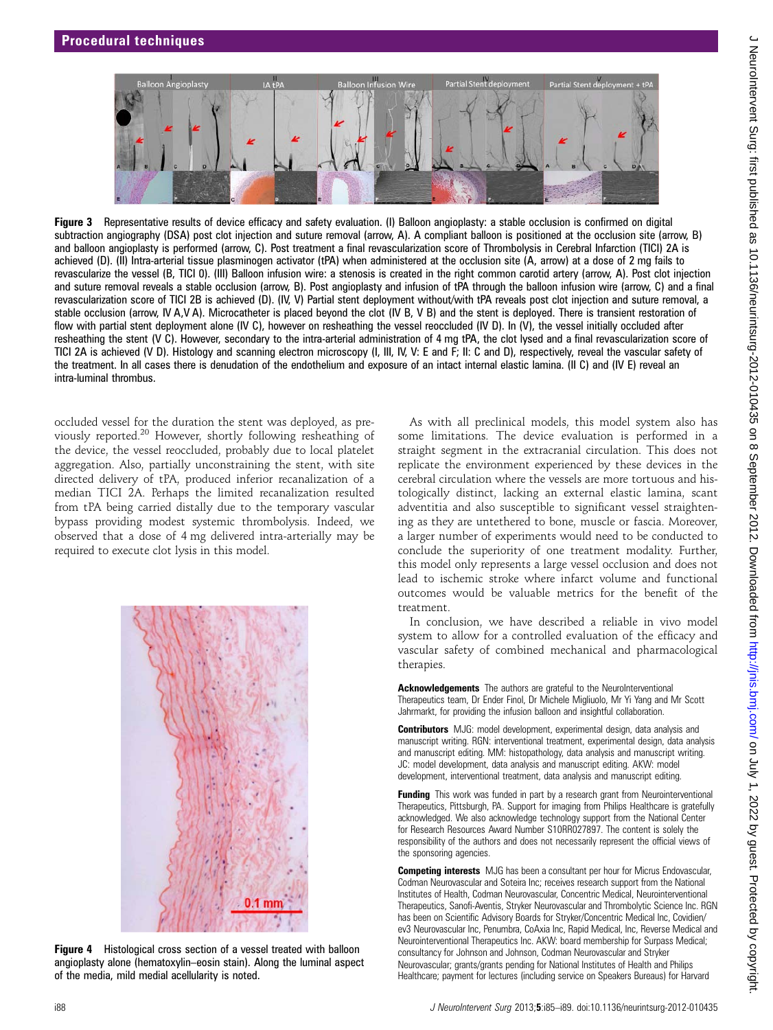**Figure 3** Representative results of device efficacy and safety evaluation. (I) Balloon angioplasty: a stable occlusion is confirmed on digital subtraction angiography (DSA) post clot injection and suture removal (arrow, A). A compliant balloon is positioned at the occlusion site (arrow, B) and balloon angioplasty is performed (arrow, C). Post treatment a final revascularization score of Thrombolysis in Cerebral Infarction (TICI) 2A is achieved (D). (II) Intra-arterial tissue plasminogen activator (tPA) when administered at the occlusion site (A, arrow) at a dose of 2 mg fails to revascularize the vessel (B, TICI 0). (III) Balloon infusion wire: a stenosis is created in the right common carotid artery (arrow, A). Post clot injection and suture removal reveals a stable occlusion (arrow, B). Post angioplasty and infusion of tPA through the balloon infusion wire (arrow, C) and a final revascularization score of TICI 2B is achieved (D). (IV, V) Partial stent deployment without/with tPA reveals post clot injection and suture removal, a stable occlusion (arrow, IV A,V A). Microcatheter is placed beyond the clot (IV B, V B) and the stent is deployed. There is transient restoration of flow with partial stent deployment alone (IV C), however on resheathing the vessel reoccluded (IV D). In (V), the vessel initially occluded after resheathing the stent (V C). However, secondary to the intra-arterial administration of 4 mg tPA, the clot lysed and a final revascularization score of TICI 2A is achieved (V D). Histology and scanning electron microscopy (I, III, IV, V: E and F; II: C and D), respectively, reveal the vascular safety of the treatment. In all cases there is denudation of the endothelium and exposure of an intact internal elastic lamina. (II C) and (IV E) reveal an intra-luminal thrombus.

occluded vessel for the duration the stent was deployed, as previously reported.[20] However, shortly following resheathing of the device, the vessel reoccluded, probably due to local platelet aggregation. Also, partially unconstraining the stent, with site directed delivery of tPA, produced inferior recanalization of a median TICI 2A. Perhaps the limited recanalization resulted from tPA being carried distally due to the temporary vascular bypass providing modest systemic thrombolysis. Indeed, we observed that a dose of 4 mg delivered intra-arterially may be required to execute clot lysis in this model.

**Figure 4** Histological cross section of a vessel treated with balloon angioplasty alone (hematoxylin–eosin stain). Along the luminal aspect of the media, mild medial acellularity is noted.

As with all preclinical models, this model system also has some limitations. The device evaluation is performed in a straight segment in the extracranial circulation. This does not replicate the environment experienced by these devices in the cerebral circulation where the vessels are more tortuous and histologically distinct, lacking an external elastic lamina, scant adventitia and also susceptible to significant vessel straightening as they are untethered to bone, muscle or fascia. Moreover, a larger number of experiments would need to be conducted to conclude the superiority of one treatment modality. Further, this model only represents a large vessel occlusion and does not lead to ischemic stroke where infarct volume and functional outcomes would be valuable metrics for the benefit of the treatment.

In conclusion, we have described a reliable in vivo model system to allow for a controlled evaluation of the efficacy and vascular safety of combined mechanical and pharmacological therapies.

**Acknowledgements** The authors are grateful to the NeuroInterventional Therapeutics team, Dr Ender Finol, Dr Michele Migliuolo, Mr Yi Yang and Mr Scott Jahrmarkt, for providing the infusion balloon and insightful collaboration.

**Contributors** MJG: model development, experimental design, data analysis and manuscript writing. RGN: interventional treatment, experimental design, data analysis and manuscript editing. MM: histopathology, data analysis and manuscript writing. JC: model development, data analysis and manuscript editing. AKW: model development, interventional treatment, data analysis and manuscript editing.

**Funding** This work was funded in part by a research grant from Neurointerventional Therapeutics, Pittsburgh, PA. Support for imaging from Philips Healthcare is gratefully acknowledged. We also acknowledge technology support from the National Center for Research Resources Award Number S10RR027897. The content is solely the responsibility of the authors and does not necessarily represent the official views of the sponsoring agencies.

**Competing interests** MJG has been a consultant per hour for Micrus Endovascular, Codman Neurovascular and Soteira Inc; receives research support from the National Institutes of Health, Codman Neurovascular, Concentric Medical, Neurointerventional Therapeutics, Sanofi-Aventis, Stryker Neurovascular and Thrombolytic Science Inc. RGN has been on Scientific Advisory Boards for Stryker/Concentric Medical Inc, Covidien/ev3 Neurovascular Inc, Penumbra, CoAxia Inc, Rapid Medical, Inc, Reverse Medical and Neurointerventional Therapeutics Inc. AKW: board membership for Surpass Medical; consultancy for Johnson and Johnson, Codman Neurovascular and Stryker Neurovascular; grants/grants pending for National Institutes of Health and Philips Healthcare; payment for lectures (including service on Speakers Bureaus) for Harvard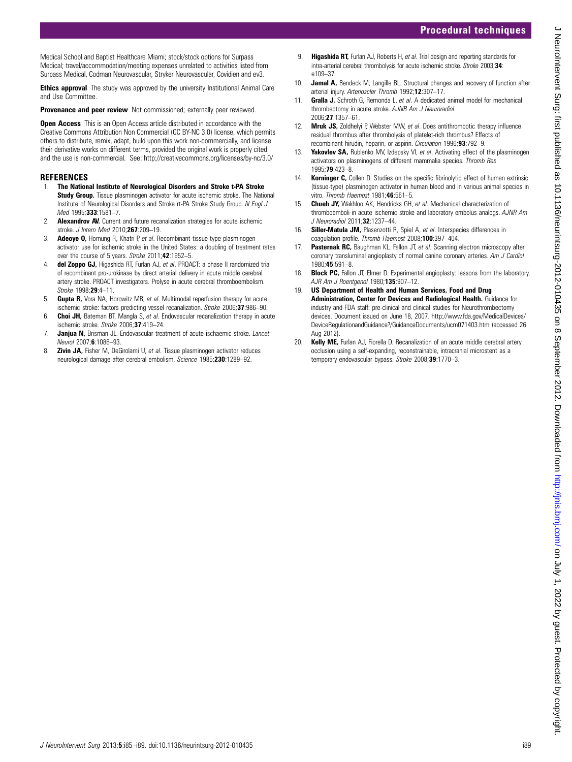Medical School and Baptist Healthcare Miami; stock/stock options for Surpass Medical; travel/accommodation/meeting expenses unrelated to activities listed from Surpass Medical, Codman Neurovascular, Stryker Neurovascular, Covidien and ev3.

**Ethics approval** The study was approved by the university Institutional Animal Care and Use Committee.

**Provenance and peer review** Not commissioned; externally peer reviewed.

**Open Access** This is an Open Access article distributed in accordance with the Creative Commons Attribution Non Commercial (CC BY-NC 3.0) license, which permits others to distribute, remix, adapt, build upon this work non-commercially, and license their derivative works on different terms, provided the original work is properly cited and the use is non-commercial. See: http://creativecommons.org/licenses/by-nc/3.0/

## REFERENCES

1. **The National Institute of Neurological Disorders and Stroke t-PA Stroke Study Group.** Tissue plasminogen activator for acute ischemic stroke. The National Institute of Neurological Disorders and Stroke rt-PA Stroke Study Group. *N Engl J Med* 1995;**333**:1581–7.
2. **Alexandrov AV.** Current and future recanalization strategies for acute ischemic stroke. *J Intern Med* 2010;**267**:209–19.
3. **Adeoye O,** Hornung R, Khatri P, *et al*. Recombinant tissue-type plasminogen activator use for ischemic stroke in the United States: a doubling of treatment rates over the course of 5 years. *Stroke* 2011;**42**:1952–5.
4. **del Zoppo GJ,** Higashida RT, Furlan AJ, *et al*. PROACT: a phase II randomized trial of recombinant pro-urokinase by direct arterial delivery in acute middle cerebral artery stroke. PROACT investigators. Prolyse in acute cerebral thromboembolism. *Stroke* 1998;**29**:4–11.
5. **Gupta R,** Vora NA, Horowitz MB, *et al*. Multimodal reperfusion therapy for acute ischemic stroke: factors predicting vessel recanalization. *Stroke* 2006;**37**:986–90.
6. **Choi JH,** Bateman BT, Mangla S, *et al*. Endovascular recanalization therapy in acute ischemic stroke. *Stroke* 2006;**37**:419–24.
7. **Janjua N,** Brisman JL. Endovascular treatment of acute ischaemic stroke. *Lancet Neurol* 2007;**6**:1086–93.
8. **Zivin JA,** Fisher M, DeGirolami U, *et al*. Tissue plasminogen activator reduces neurological damage after cerebral embolism. *Science* 1985;**230**:1289–92.
9. **Higashida RT,** Furlan AJ, Roberts H, *et al*. Trial design and reporting standards for intra-arterial cerebral thrombolysis for acute ischemic stroke. *Stroke* 2003;**34**: e109–37.
10. **Jamal A,** Bendeck M, Langille BL. Structural changes and recovery of function after arterial injury. *Arterioscler Thromb* 1992;**12**:307–17.
11. **Gralla J,** Schroth G, Remonda L, *et al*. A dedicated animal model for mechanical thrombectomy in acute stroke. *AJNR Am J Neuroradiol* 2006;**27**:1357–61.
12. **Mruk JS,** Zoldhelyi P, Webster MW, *et al*. Does antithrombotic therapy influence residual thrombus after thrombolysis of platelet-rich thrombus? Effects of recombinant hirudin, heparin, or aspirin. *Circulation* 1996;**93**:792–9.
13. **Yakovlev SA,** Rublenko MV, Izdepsky VI, *et al*. Activating effect of the plasminogen activators on plasminogens of different mammalia species. *Thromb Res* 1995;**79**:423–8.
14. **Korninger C,** Collen D. Studies on the specific fibrinolytic effect of human extrinsic (tissue-type) plasminogen activator in human blood and in various animal species in vitro. *Thromb Haemost* 1981;**46**:561–5.
15. **Chueh JY,** Wakhloo AK, Hendricks GH, *et al*. Mechanical characterization of thromboemboli in acute ischemic stroke and laboratory embolus analogs. *AJNR Am J Neuroradiol* 2011;**32**:1237–44.
16. **Siller-Matula JM,** Plasenzotti R, Spiel A, *et al*. Interspecies differences in coagulation profile. *Thromb Haemost* 2008;**100**:397–404.
17. **Pasternak RC,** Baughman KL, Fallon JT, *et al*. Scanning electron microscopy after coronary transluminal angioplasty of normal canine coronary arteries. *Am J Cardiol* 1980;**45**:591–8.
18. **Block PC,** Fallon JT, Elmer D. Experimental angioplasty: lessons from the laboratory. *AJR Am J Roentgenol* 1980;**135**:907–12.
19. **US Department of Health and Human Services, Food and Drug Administration, Center for Devices and Radiological Health.** Guidance for industry and FDA staff: pre-clinical and clinical studies for Neurothrombectomy devices. Document issued on June 18, 2007. http://www.fda.gov/MedicalDevices/DeviceRegulationandGuidance?/GuidanceDocuments/ucm071403.htm (accessed 26 Aug 2012).
20. **Kelly ME,** Furlan AJ, Fiorella D. Recanalization of an acute middle cerebral artery occlusion using a self-expanding, reconstrainable, intracranial microstent as a temporary endovascular bypass. *Stroke* 2008;**39**:1770–3.